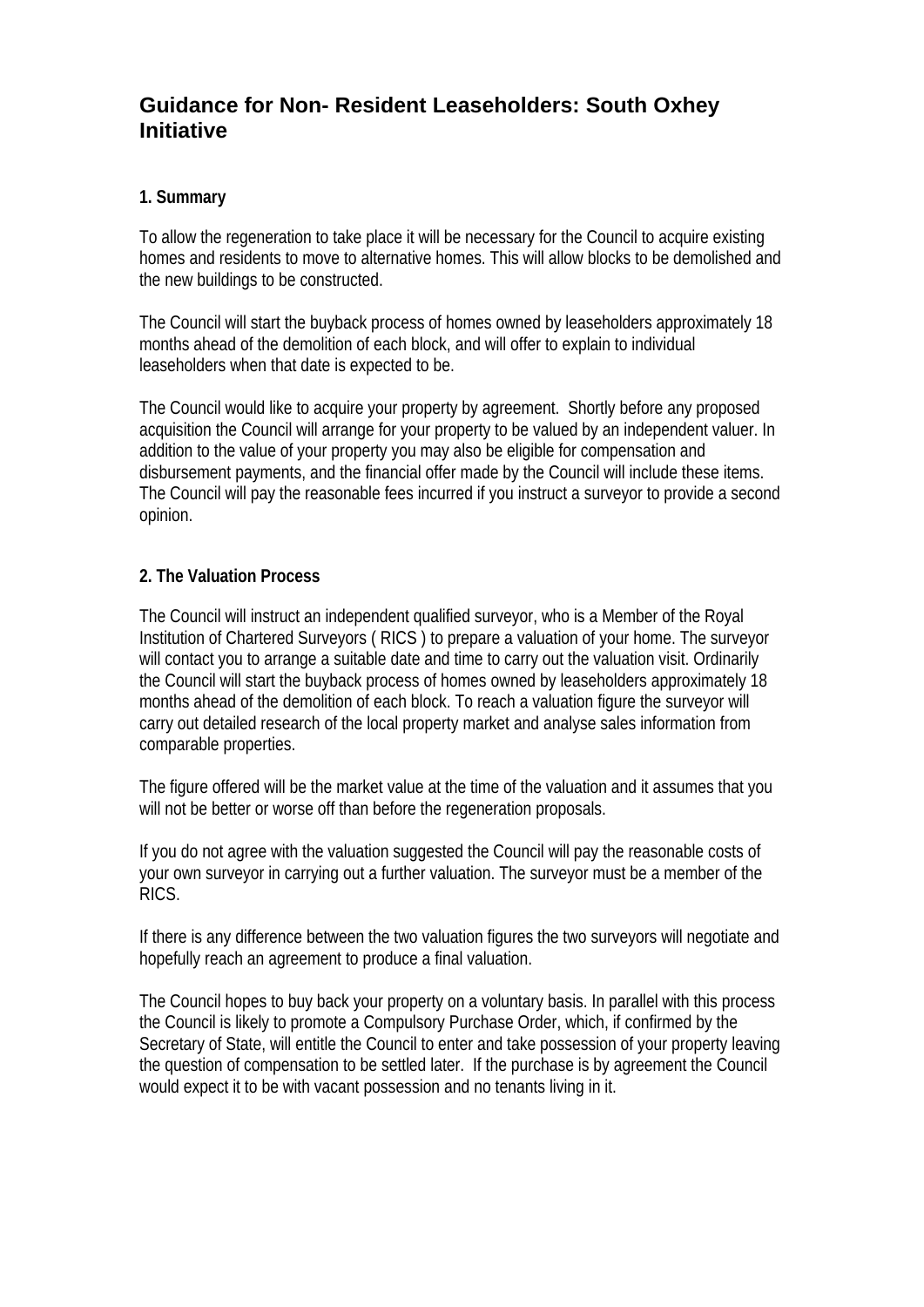# Guidance for Non- Resident Leaseholders: South Oxhey Initiative

### 1. Summary

To allow the regeneration to take place it will be necessary for the Council to acquire existing homes and residents to move to alternative homes. This will allow blocks to be demolished and the new buildings to be constructed.

The Council will start the buyback process of homes owned by leaseholders approximately 18 months ahead of the demolition of each block, and will offer to explain to individual leaseholders when that date is expected to be.

The Council would like to acquire your property by agreement. Shortly before any proposed acquisition the Council will arrange for your property to be valued by an independent valuer. In addition to the value of your property you may also be eligible for compensation and disbursement payments, and the financial offer made by the Council will include these items. The Council will pay the reasonable fees incurred if you instruct a surveyor to provide a second opinion.

### 2. The Valuation Process

The Council will instruct an independent qualified surveyor, who is a Member of the Royal Institution of Chartered Surveyors ( RICS ) to prepare a valuation of your home. The surveyor will contact you to arrange a suitable date and time to carry out the valuation visit. Ordinarily the Council will start the buyback process of homes owned by leaseholders approximately 18 months ahead of the demolition of each block. To reach a valuation figure the surveyor will carry out detailed research of the local property market and analyse sales information from comparable properties.

The figure offered will be the market value at the time of the valuation and it assumes that you will not be better or worse off than before the regeneration proposals.

If you do not agree with the valuation suggested the Council will pay the reasonable costs of your own surveyor in carrying out a further valuation. The surveyor must be a member of the RICS.

If there is any difference between the two valuation figures the two surveyors will negotiate and hopefully reach an agreement to produce a final valuation.

The Council hopes to buy back your property on a voluntary basis. In parallel with this process the Council is likely to promote a Compulsory Purchase Order, which, if confirmed by the Secretary of State, will entitle the Council to enter and take possession of your property leaving the question of compensation to be settled later. If the purchase is by agreement the Council would expect it to be with vacant possession and no tenants living in it.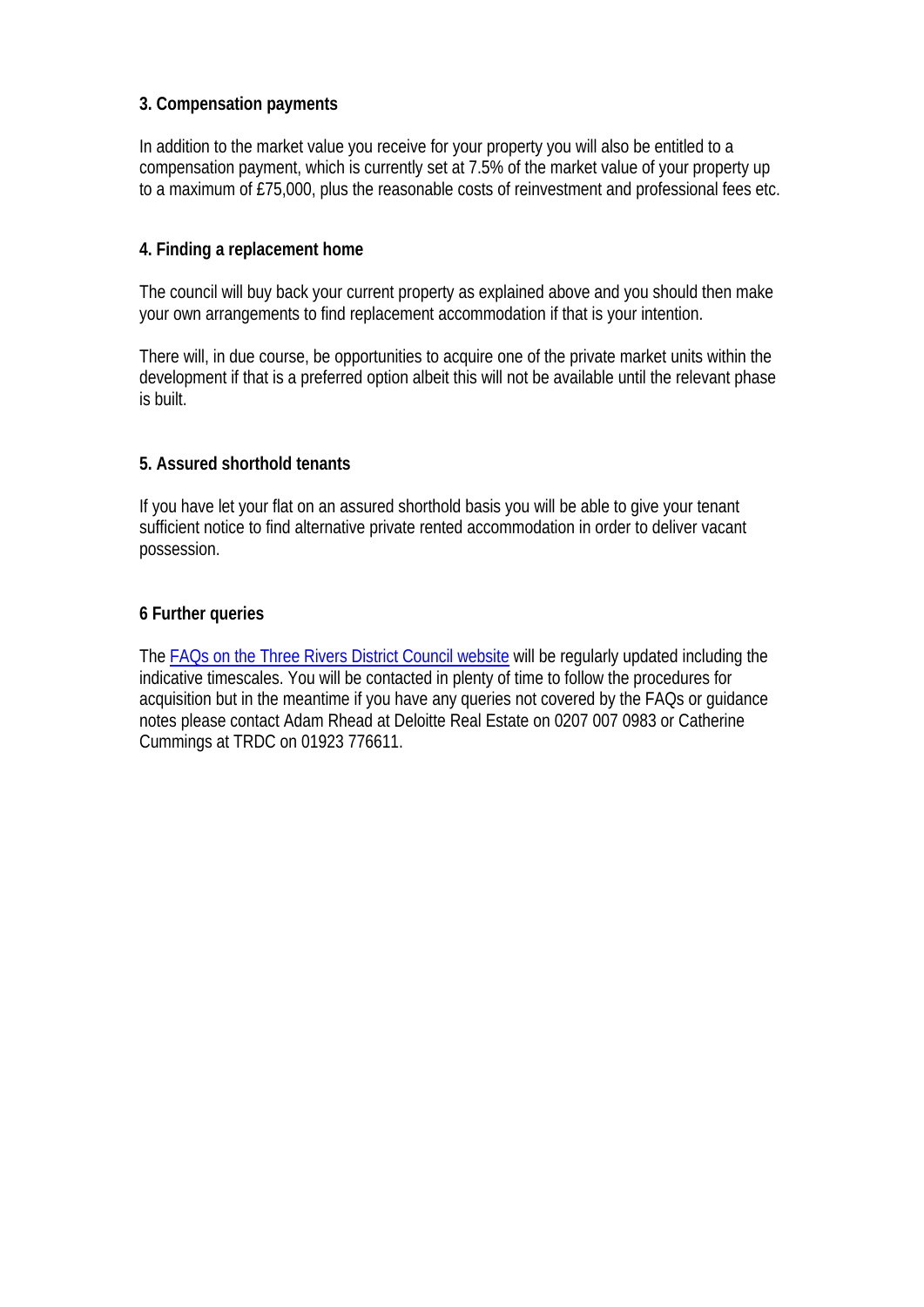### 3. Compensation payments

In addition to the market value you receive for your property you will also be entitled to a compensation payment, which is currently set at 7.5% of the market value of your property up to a maximum of £75,000, plus the reasonable costs of reinvestment and professional fees etc.

### 4. Finding a replacement home

The council will buy back your current property as explained above and you should then make your own arrangements to find replacement accommodation if that is your intention.

There will, in due course, be opportunities to acquire one of the private market units within the development if that is a preferred option albeit this will not be available until the relevant phase is built.

### 5. Assured shorthold tenants

If you have let your flat on an assured shorthold basis you will be able to give your tenant sufficient notice to find alternative private rented accommodation in order to deliver vacant possession.

### 6 Further queries

The FAQs on the Three Rivers District Council website will be regularly updated including the indicative timescales. You will be contacted in plenty of time to follow the procedures for acquisition but in the meantime if you have any queries not covered by the FAQs or guidance notes please contact Adam Rhead at Deloitte Real Estate on 0207 007 0983 or Catherine Cummings at TRDC on 01923 776611.